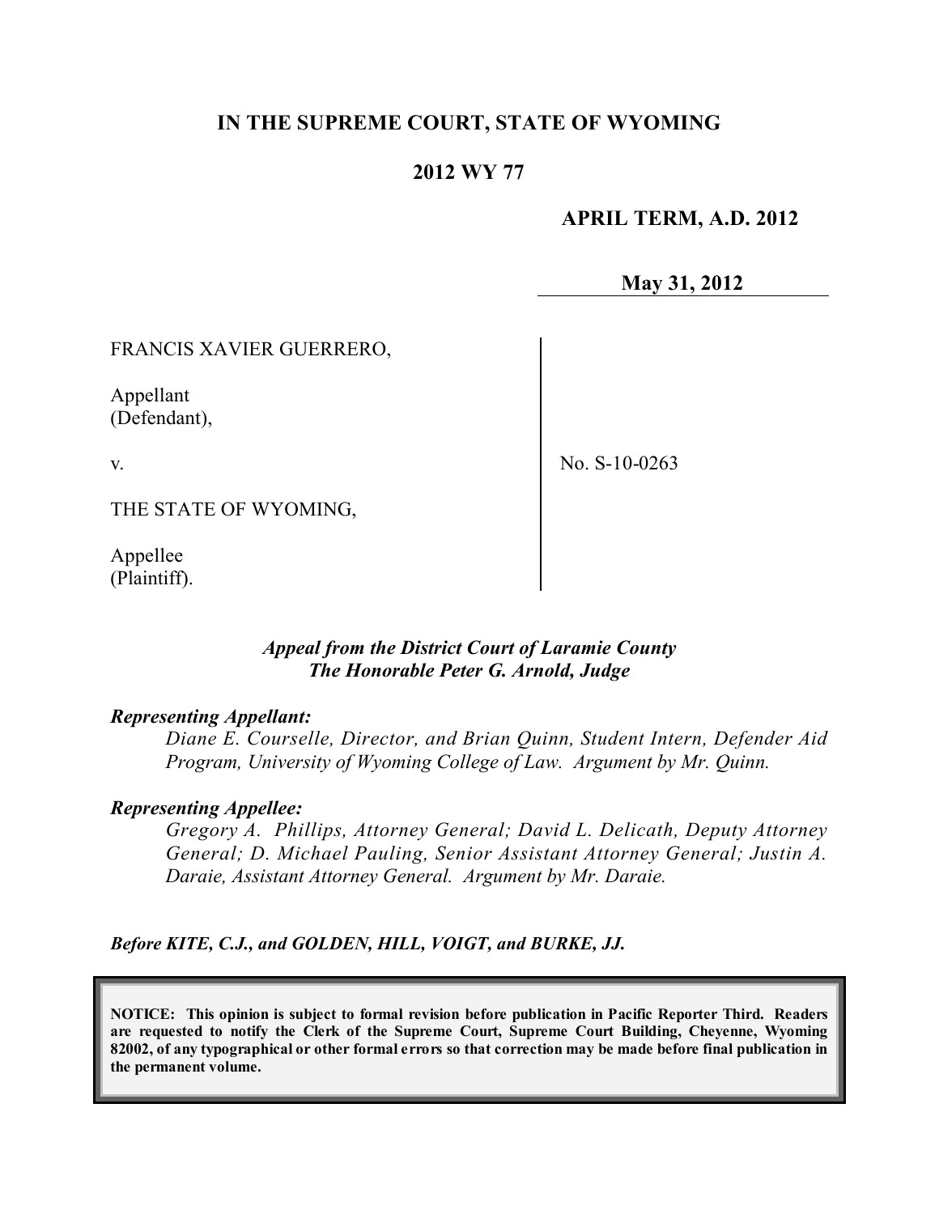**IN THE SUPREME COURT, STATE OF WYOMING**

**2012 WY 77**

**APRIL TERM, A.D. 2012**

**May 31, 2012**

FRANCIS XAVIER GUERRERO,

Appellant
(Defendant),

v.

THE STATE OF WYOMING,

Appellee
(Plaintiff).

No. S-10-0263

***Appeal from the District Court of Laramie County***
***The Honorable Peter G. Arnold, Judge***

***Representing Appellant:***

*Diane E. Courselle, Director, and Brian Quinn, Student Intern, Defender Aid Program, University of Wyoming College of Law. Argument by Mr. Quinn.*

***Representing Appellee:***

*Gregory A. Phillips, Attorney General; David L. Delicath, Deputy Attorney General; D. Michael Pauling, Senior Assistant Attorney General; Justin A. Daraie, Assistant Attorney General. Argument by Mr. Daraie.*

***Before KITE, C.J., and GOLDEN, HILL, VOIGT, and BURKE, JJ.***

**NOTICE: This opinion is subject to formal revision before publication in Pacific Reporter Third. Readers are requested to notify the Clerk of the Supreme Court, Supreme Court Building, Cheyenne, Wyoming 82002, of any typographical or other formal errors so that correction may be made before final publication in the permanent volume.**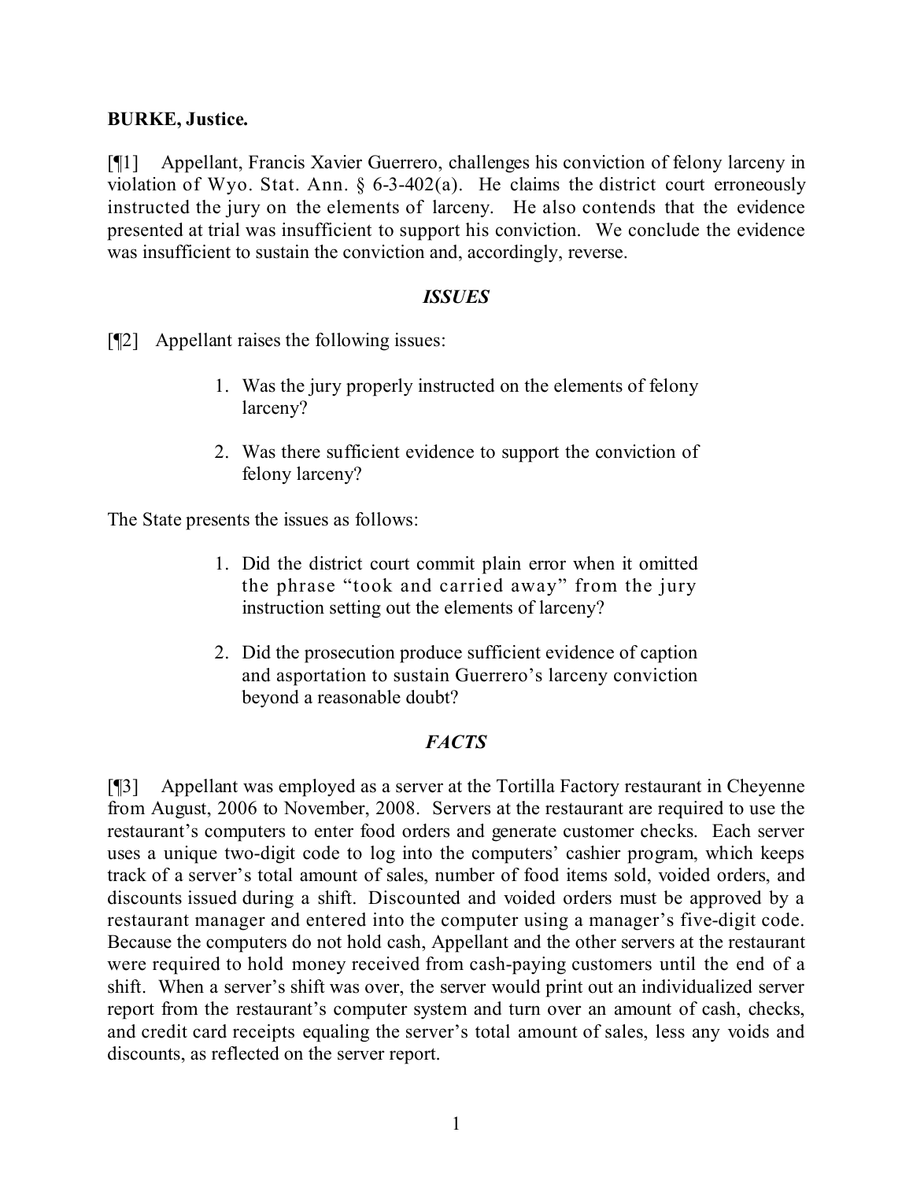**BURKE, Justice.**

[¶1] Appellant, Francis Xavier Guerrero, challenges his conviction of felony larceny in violation of Wyo. Stat. Ann. § 6-3-402(a). He claims the district court erroneously instructed the jury on the elements of larceny. He also contends that the evidence presented at trial was insufficient to support his conviction. We conclude the evidence was insufficient to sustain the conviction and, accordingly, reverse.

### *ISSUES*

[¶2] Appellant raises the following issues:

> 1. Was the jury properly instructed on the elements of felony larceny?
>
> 2. Was there sufficient evidence to support the conviction of felony larceny?

The State presents the issues as follows:

> 1. Did the district court commit plain error when it omitted the phrase "took and carried away" from the jury instruction setting out the elements of larceny?
>
> 2. Did the prosecution produce sufficient evidence of caption and asportation to sustain Guerrero's larceny conviction beyond a reasonable doubt?

### *FACTS*

[¶3] Appellant was employed as a server at the Tortilla Factory restaurant in Cheyenne from August, 2006 to November, 2008. Servers at the restaurant are required to use the restaurant's computers to enter food orders and generate customer checks. Each server uses a unique two-digit code to log into the computers' cashier program, which keeps track of a server's total amount of sales, number of food items sold, voided orders, and discounts issued during a shift. Discounted and voided orders must be approved by a restaurant manager and entered into the computer using a manager's five-digit code. Because the computers do not hold cash, Appellant and the other servers at the restaurant were required to hold money received from cash-paying customers until the end of a shift. When a server's shift was over, the server would print out an individualized server report from the restaurant's computer system and turn over an amount of cash, checks, and credit card receipts equaling the server's total amount of sales, less any voids and discounts, as reflected on the server report.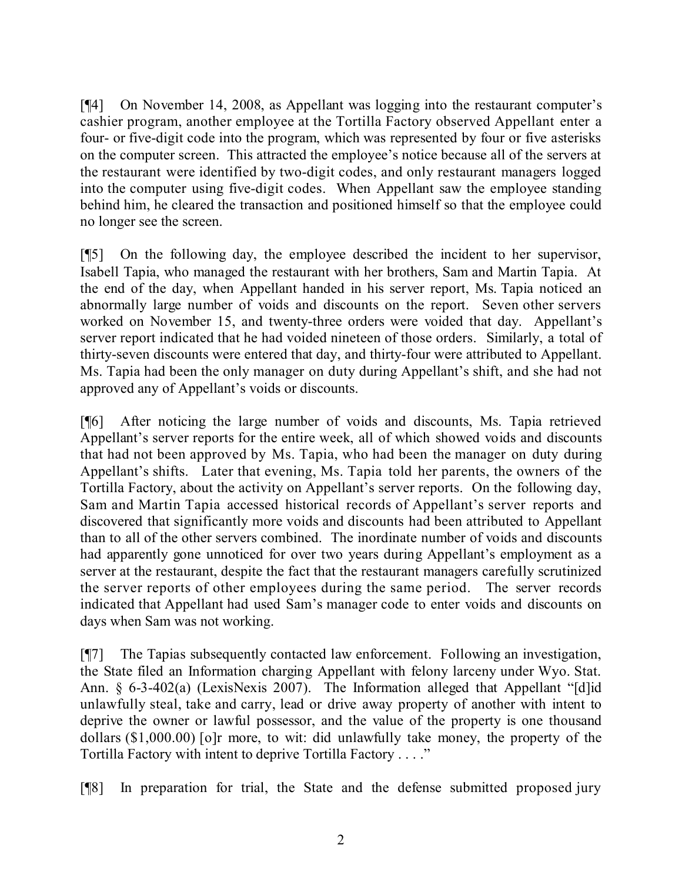[¶4] On November 14, 2008, as Appellant was logging into the restaurant computer's cashier program, another employee at the Tortilla Factory observed Appellant enter a four- or five-digit code into the program, which was represented by four or five asterisks on the computer screen. This attracted the employee's notice because all of the servers at the restaurant were identified by two-digit codes, and only restaurant managers logged into the computer using five-digit codes. When Appellant saw the employee standing behind him, he cleared the transaction and positioned himself so that the employee could no longer see the screen.

[¶5] On the following day, the employee described the incident to her supervisor, Isabell Tapia, who managed the restaurant with her brothers, Sam and Martin Tapia. At the end of the day, when Appellant handed in his server report, Ms. Tapia noticed an abnormally large number of voids and discounts on the report. Seven other servers worked on November 15, and twenty-three orders were voided that day. Appellant's server report indicated that he had voided nineteen of those orders. Similarly, a total of thirty-seven discounts were entered that day, and thirty-four were attributed to Appellant. Ms. Tapia had been the only manager on duty during Appellant's shift, and she had not approved any of Appellant's voids or discounts.

[¶6] After noticing the large number of voids and discounts, Ms. Tapia retrieved Appellant's server reports for the entire week, all of which showed voids and discounts that had not been approved by Ms. Tapia, who had been the manager on duty during Appellant's shifts. Later that evening, Ms. Tapia told her parents, the owners of the Tortilla Factory, about the activity on Appellant's server reports. On the following day, Sam and Martin Tapia accessed historical records of Appellant's server reports and discovered that significantly more voids and discounts had been attributed to Appellant than to all of the other servers combined. The inordinate number of voids and discounts had apparently gone unnoticed for over two years during Appellant's employment as a server at the restaurant, despite the fact that the restaurant managers carefully scrutinized the server reports of other employees during the same period. The server records indicated that Appellant had used Sam's manager code to enter voids and discounts on days when Sam was not working.

[¶7] The Tapias subsequently contacted law enforcement. Following an investigation, the State filed an Information charging Appellant with felony larceny under Wyo. Stat. Ann. § 6-3-402(a) (LexisNexis 2007). The Information alleged that Appellant "[d]id unlawfully steal, take and carry, lead or drive away property of another with intent to deprive the owner or lawful possessor, and the value of the property is one thousand dollars ($1,000.00) [o]r more, to wit: did unlawfully take money, the property of the Tortilla Factory with intent to deprive Tortilla Factory . . . ."

[¶8] In preparation for trial, the State and the defense submitted proposed jury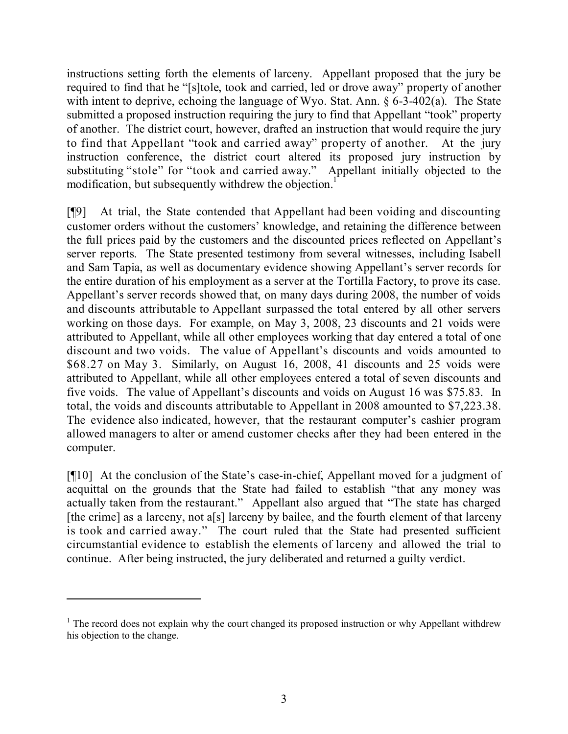instructions setting forth the elements of larceny. Appellant proposed that the jury be required to find that he "[s]tole, took and carried, led or drove away" property of another with intent to deprive, echoing the language of Wyo. Stat. Ann. § 6-3-402(a). The State submitted a proposed instruction requiring the jury to find that Appellant "took" property of another. The district court, however, drafted an instruction that would require the jury to find that Appellant "took and carried away" property of another. At the jury instruction conference, the district court altered its proposed jury instruction by substituting "stole" for "took and carried away." Appellant initially objected to the modification, but subsequently withdrew the objection.[1]

[¶9] At trial, the State contended that Appellant had been voiding and discounting customer orders without the customers' knowledge, and retaining the difference between the full prices paid by the customers and the discounted prices reflected on Appellant's server reports. The State presented testimony from several witnesses, including Isabell and Sam Tapia, as well as documentary evidence showing Appellant's server records for the entire duration of his employment as a server at the Tortilla Factory, to prove its case. Appellant's server records showed that, on many days during 2008, the number of voids and discounts attributable to Appellant surpassed the total entered by all other servers working on those days. For example, on May 3, 2008, 23 discounts and 21 voids were attributed to Appellant, while all other employees working that day entered a total of one discount and two voids. The value of Appellant's discounts and voids amounted to $68.27 on May 3. Similarly, on August 16, 2008, 41 discounts and 25 voids were attributed to Appellant, while all other employees entered a total of seven discounts and five voids. The value of Appellant's discounts and voids on August 16 was $75.83. In total, the voids and discounts attributable to Appellant in 2008 amounted to $7,223.38. The evidence also indicated, however, that the restaurant computer's cashier program allowed managers to alter or amend customer checks after they had been entered in the computer.

[¶10] At the conclusion of the State's case-in-chief, Appellant moved for a judgment of acquittal on the grounds that the State had failed to establish "that any money was actually taken from the restaurant." Appellant also argued that "The state has charged [the crime] as a larceny, not a[s] larceny by bailee, and the fourth element of that larceny is took and carried away." The court ruled that the State had presented sufficient circumstantial evidence to establish the elements of larceny and allowed the trial to continue. After being instructed, the jury deliberated and returned a guilty verdict.

---

[1] The record does not explain why the court changed its proposed instruction or why Appellant withdrew his objection to the change.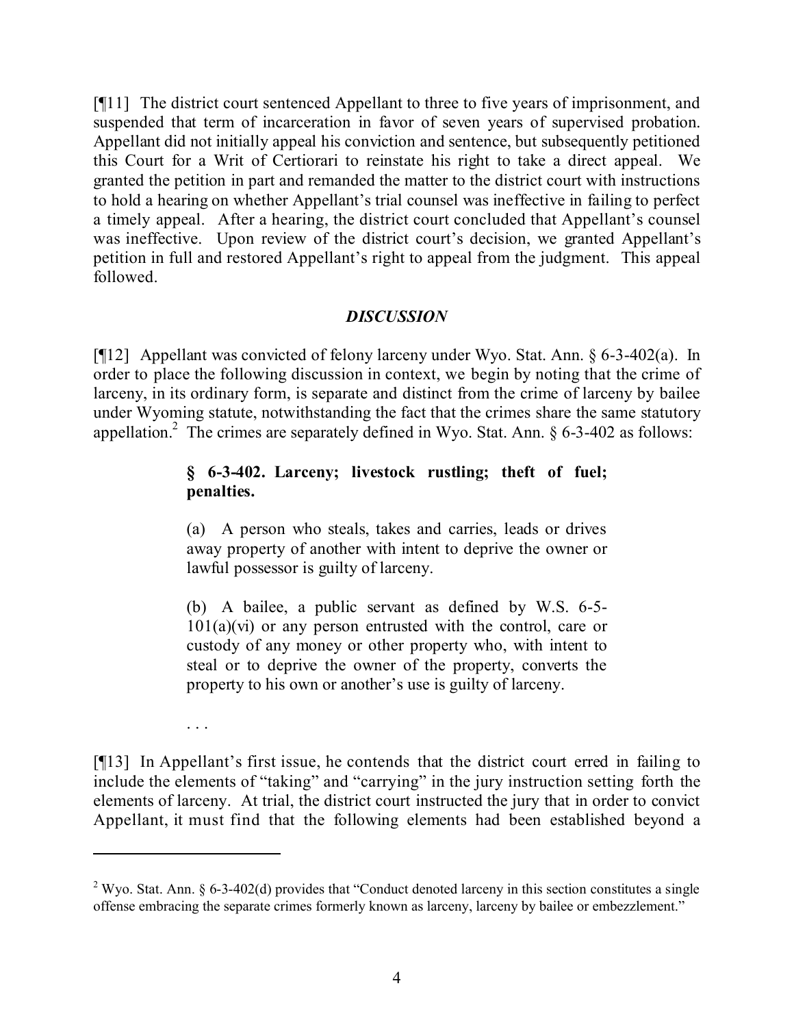[¶11] The district court sentenced Appellant to three to five years of imprisonment, and suspended that term of incarceration in favor of seven years of supervised probation. Appellant did not initially appeal his conviction and sentence, but subsequently petitioned this Court for a Writ of Certiorari to reinstate his right to take a direct appeal. We granted the petition in part and remanded the matter to the district court with instructions to hold a hearing on whether Appellant's trial counsel was ineffective in failing to perfect a timely appeal. After a hearing, the district court concluded that Appellant's counsel was ineffective. Upon review of the district court's decision, we granted Appellant's petition in full and restored Appellant's right to appeal from the judgment. This appeal followed.

## *DISCUSSION*

[¶12] Appellant was convicted of felony larceny under Wyo. Stat. Ann. § 6-3-402(a). In order to place the following discussion in context, we begin by noting that the crime of larceny, in its ordinary form, is separate and distinct from the crime of larceny by bailee under Wyoming statute, notwithstanding the fact that the crimes share the same statutory appellation.[2] The crimes are separately defined in Wyo. Stat. Ann. § 6-3-402 as follows:

> **§ 6-3-402. Larceny; livestock rustling; theft of fuel; penalties.**
>
> (a) A person who steals, takes and carries, leads or drives away property of another with intent to deprive the owner or lawful possessor is guilty of larceny.
>
> (b) A bailee, a public servant as defined by W.S. 6-5-101(a)(vi) or any person entrusted with the control, care or custody of any money or other property who, with intent to steal or to deprive the owner of the property, converts the property to his own or another's use is guilty of larceny.
>
> . . .

[¶13] In Appellant's first issue, he contends that the district court erred in failing to include the elements of "taking" and "carrying" in the jury instruction setting forth the elements of larceny. At trial, the district court instructed the jury that in order to convict Appellant, it must find that the following elements had been established beyond a

---

[2] Wyo. Stat. Ann. § 6-3-402(d) provides that "Conduct denoted larceny in this section constitutes a single offense embracing the separate crimes formerly known as larceny, larceny by bailee or embezzlement."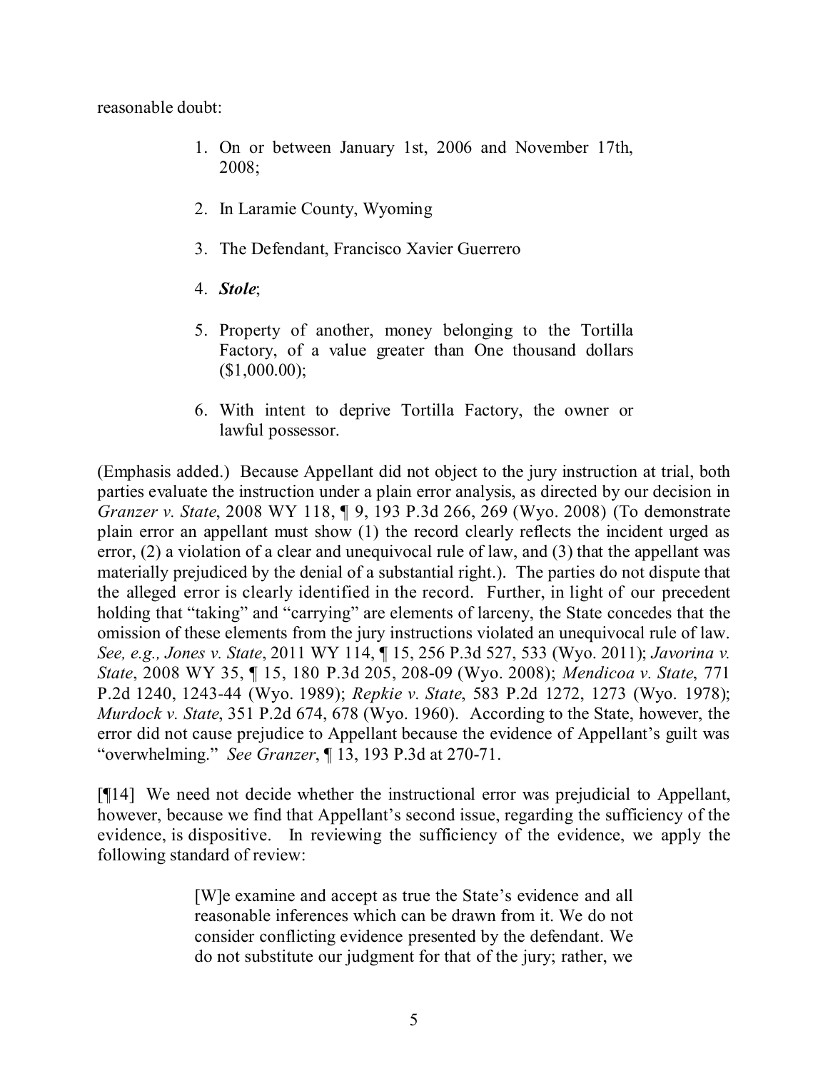reasonable doubt:

> 1. On or between January 1st, 2006 and November 17th, 2008;
> 2. In Laramie County, Wyoming
> 3. The Defendant, Francisco Xavier Guerrero
> 4. ***Stole***;
> 5. Property of another, money belonging to the Tortilla Factory, of a value greater than One thousand dollars ($1,000.00);
> 6. With intent to deprive Tortilla Factory, the owner or lawful possessor.

(Emphasis added.) Because Appellant did not object to the jury instruction at trial, both parties evaluate the instruction under a plain error analysis, as directed by our decision in *Granzer v. State*, 2008 WY 118, ¶ 9, 193 P.3d 266, 269 (Wyo. 2008) (To demonstrate plain error an appellant must show (1) the record clearly reflects the incident urged as error, (2) a violation of a clear and unequivocal rule of law, and (3) that the appellant was materially prejudiced by the denial of a substantial right.). The parties do not dispute that the alleged error is clearly identified in the record. Further, in light of our precedent holding that "taking" and "carrying" are elements of larceny, the State concedes that the omission of these elements from the jury instructions violated an unequivocal rule of law. *See, e.g., Jones v. State*, 2011 WY 114, ¶ 15, 256 P.3d 527, 533 (Wyo. 2011); *Javorina v. State*, 2008 WY 35, ¶ 15, 180 P.3d 205, 208-09 (Wyo. 2008); *Mendicoa v. State*, 771 P.2d 1240, 1243-44 (Wyo. 1989); *Repkie v. State*, 583 P.2d 1272, 1273 (Wyo. 1978); *Murdock v. State*, 351 P.2d 674, 678 (Wyo. 1960). According to the State, however, the error did not cause prejudice to Appellant because the evidence of Appellant's guilt was "overwhelming." *See Granzer*, ¶ 13, 193 P.3d at 270-71.

[¶14] We need not decide whether the instructional error was prejudicial to Appellant, however, because we find that Appellant's second issue, regarding the sufficiency of the evidence, is dispositive. In reviewing the sufficiency of the evidence, we apply the following standard of review:

> [W]e examine and accept as true the State's evidence and all reasonable inferences which can be drawn from it. We do not consider conflicting evidence presented by the defendant. We do not substitute our judgment for that of the jury; rather, we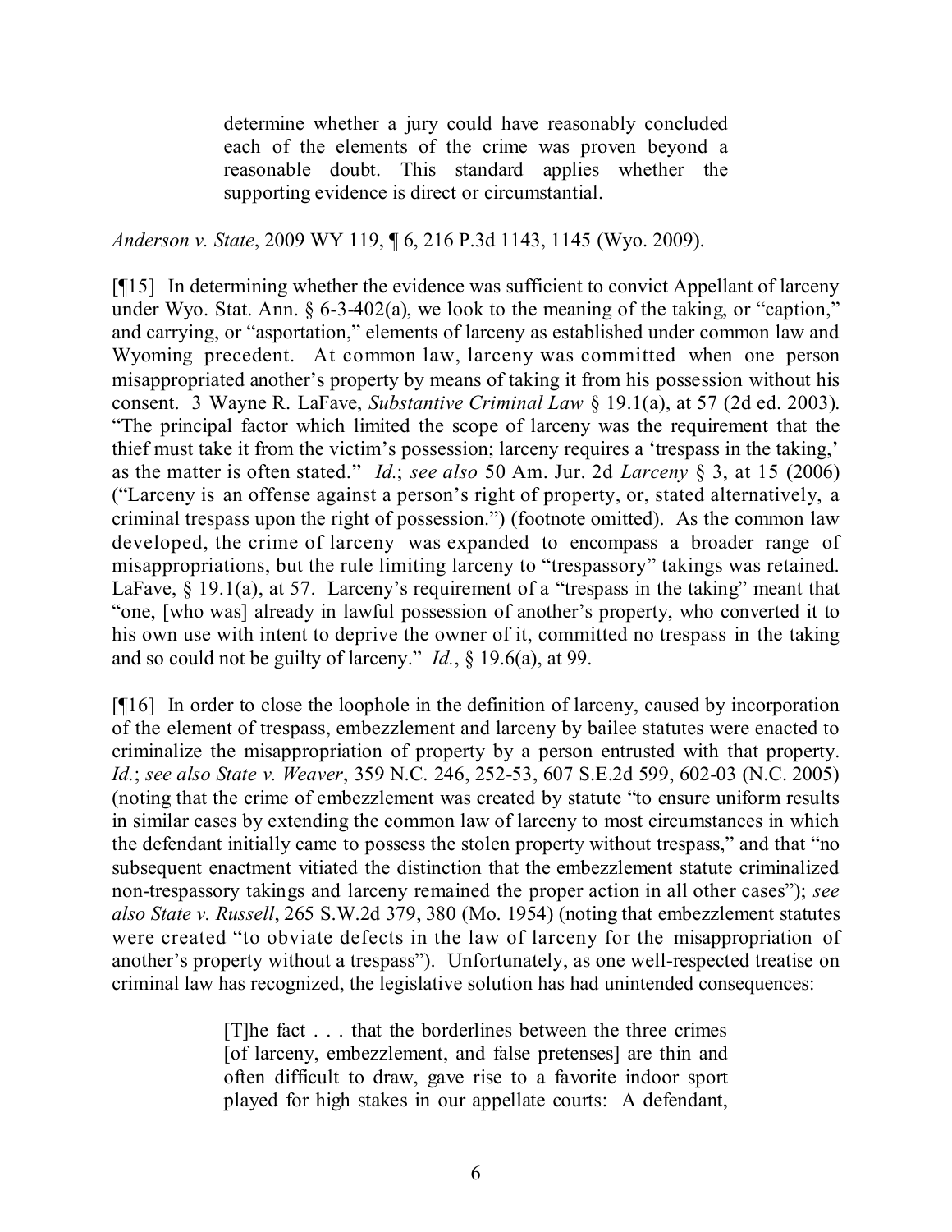> determine whether a jury could have reasonably concluded each of the elements of the crime was proven beyond a reasonable doubt. This standard applies whether the supporting evidence is direct or circumstantial.

*Anderson v. State*, 2009 WY 119, ¶ 6, 216 P.3d 1143, 1145 (Wyo. 2009).

[¶15] In determining whether the evidence was sufficient to convict Appellant of larceny under Wyo. Stat. Ann. § 6-3-402(a), we look to the meaning of the taking, or "caption," and carrying, or "asportation," elements of larceny as established under common law and Wyoming precedent. At common law, larceny was committed when one person misappropriated another's property by means of taking it from his possession without his consent. 3 Wayne R. LaFave, *Substantive Criminal Law* § 19.1(a), at 57 (2d ed. 2003). "The principal factor which limited the scope of larceny was the requirement that the thief must take it from the victim's possession; larceny requires a 'trespass in the taking,' as the matter is often stated." *Id.*; *see also* 50 Am. Jur. 2d *Larceny* § 3, at 15 (2006) ("Larceny is an offense against a person's right of property, or, stated alternatively, a criminal trespass upon the right of possession.") (footnote omitted). As the common law developed, the crime of larceny was expanded to encompass a broader range of misappropriations, but the rule limiting larceny to "trespassory" takings was retained. LaFave, § 19.1(a), at 57. Larceny's requirement of a "trespass in the taking" meant that "one, [who was] already in lawful possession of another's property, who converted it to his own use with intent to deprive the owner of it, committed no trespass in the taking and so could not be guilty of larceny." *Id.*, § 19.6(a), at 99.

[¶16] In order to close the loophole in the definition of larceny, caused by incorporation of the element of trespass, embezzlement and larceny by bailee statutes were enacted to criminalize the misappropriation of property by a person entrusted with that property. *Id.*; *see also State v. Weaver*, 359 N.C. 246, 252-53, 607 S.E.2d 599, 602-03 (N.C. 2005) (noting that the crime of embezzlement was created by statute "to ensure uniform results in similar cases by extending the common law of larceny to most circumstances in which the defendant initially came to possess the stolen property without trespass," and that "no subsequent enactment vitiated the distinction that the embezzlement statute criminalized non-trespassory takings and larceny remained the proper action in all other cases"); *see also State v. Russell*, 265 S.W.2d 379, 380 (Mo. 1954) (noting that embezzlement statutes were created "to obviate defects in the law of larceny for the misappropriation of another's property without a trespass"). Unfortunately, as one well-respected treatise on criminal law has recognized, the legislative solution has had unintended consequences:

> [T]he fact . . . that the borderlines between the three crimes [of larceny, embezzlement, and false pretenses] are thin and often difficult to draw, gave rise to a favorite indoor sport played for high stakes in our appellate courts: A defendant,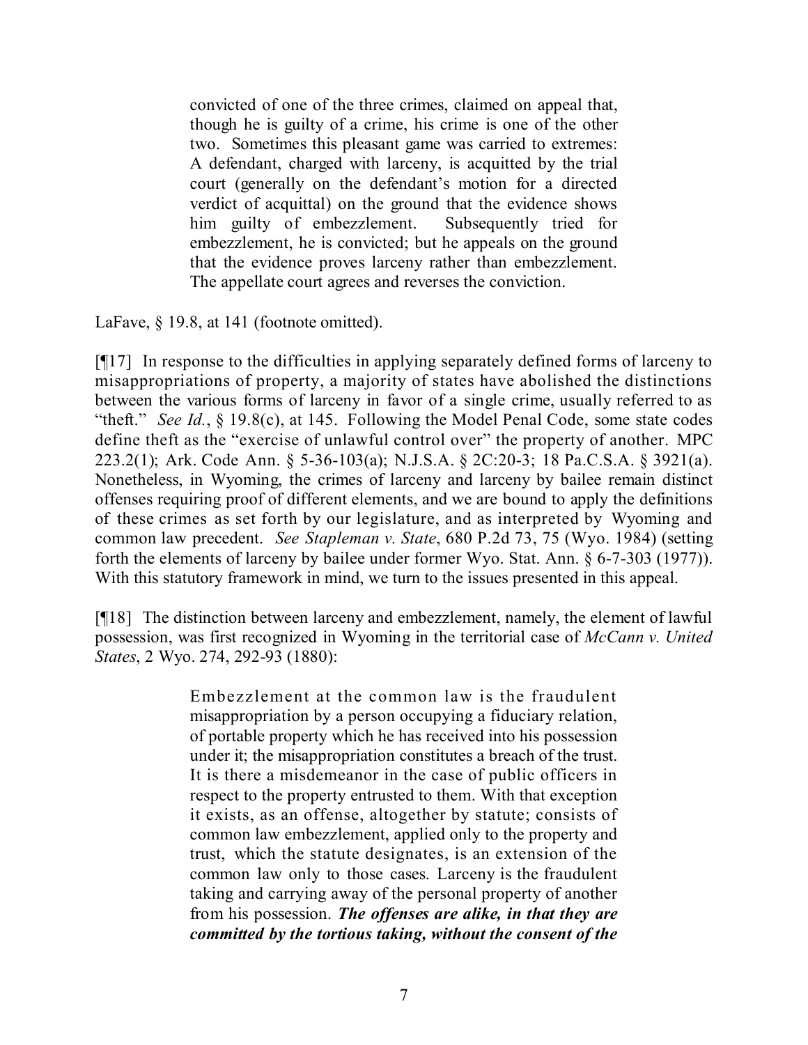> convicted of one of the three crimes, claimed on appeal that, though he is guilty of a crime, his crime is one of the other two. Sometimes this pleasant game was carried to extremes: A defendant, charged with larceny, is acquitted by the trial court (generally on the defendant's motion for a directed verdict of acquittal) on the ground that the evidence shows him guilty of embezzlement. Subsequently tried for embezzlement, he is convicted; but he appeals on the ground that the evidence proves larceny rather than embezzlement. The appellate court agrees and reverses the conviction.

LaFave, § 19.8, at 141 (footnote omitted).

[¶17] In response to the difficulties in applying separately defined forms of larceny to misappropriations of property, a majority of states have abolished the distinctions between the various forms of larceny in favor of a single crime, usually referred to as "theft." *See Id.*, § 19.8(c), at 145. Following the Model Penal Code, some state codes define theft as the "exercise of unlawful control over" the property of another. MPC 223.2(1); Ark. Code Ann. § 5-36-103(a); N.J.S.A. § 2C:20-3; 18 Pa.C.S.A. § 3921(a). Nonetheless, in Wyoming, the crimes of larceny and larceny by bailee remain distinct offenses requiring proof of different elements, and we are bound to apply the definitions of these crimes as set forth by our legislature, and as interpreted by Wyoming and common law precedent. *See Stapleman v. State*, 680 P.2d 73, 75 (Wyo. 1984) (setting forth the elements of larceny by bailee under former Wyo. Stat. Ann. § 6-7-303 (1977)). With this statutory framework in mind, we turn to the issues presented in this appeal.

[¶18] The distinction between larceny and embezzlement, namely, the element of lawful possession, was first recognized in Wyoming in the territorial case of *McCann v. United States*, 2 Wyo. 274, 292-93 (1880):

> Embezzlement at the common law is the fraudulent misappropriation by a person occupying a fiduciary relation, of portable property which he has received into his possession under it; the misappropriation constitutes a breach of the trust. It is there a misdemeanor in the case of public officers in respect to the property entrusted to them. With that exception it exists, as an offense, altogether by statute; consists of common law embezzlement, applied only to the property and trust, which the statute designates, is an extension of the common law only to those cases. Larceny is the fraudulent taking and carrying away of the personal property of another from his possession. ***The offenses are alike, in that they are committed by the tortious taking, without the consent of the***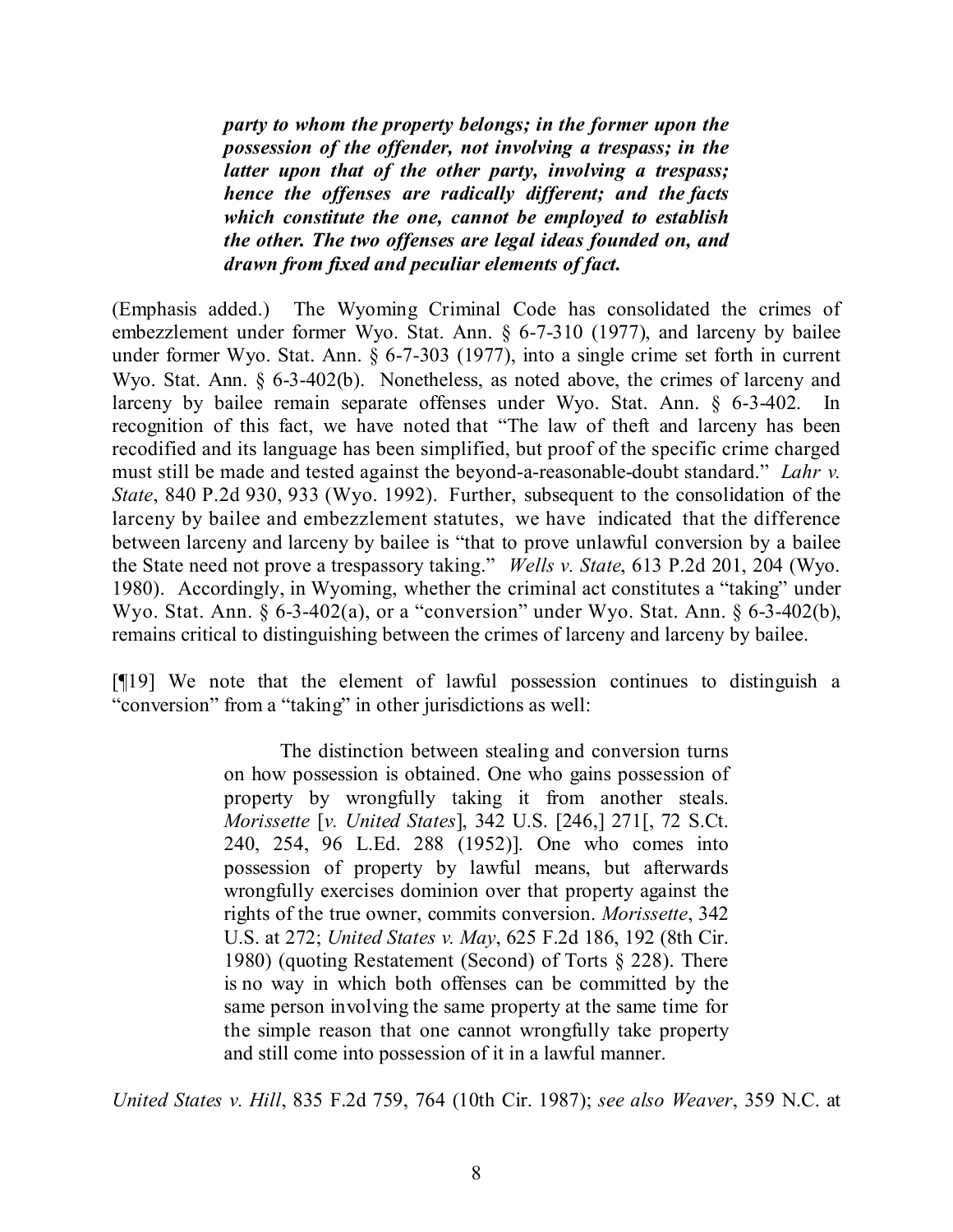> ***party to whom the property belongs; in the former upon the possession of the offender, not involving a trespass; in the latter upon that of the other party, involving a trespass; hence the offenses are radically different; and the facts which constitute the one, cannot be employed to establish the other. The two offenses are legal ideas founded on, and drawn from fixed and peculiar elements of fact.***

(Emphasis added.) The Wyoming Criminal Code has consolidated the crimes of embezzlement under former Wyo. Stat. Ann. § 6-7-310 (1977), and larceny by bailee under former Wyo. Stat. Ann. § 6-7-303 (1977), into a single crime set forth in current Wyo. Stat. Ann. § 6-3-402(b). Nonetheless, as noted above, the crimes of larceny and larceny by bailee remain separate offenses under Wyo. Stat. Ann. § 6-3-402. In recognition of this fact, we have noted that "The law of theft and larceny has been recodified and its language has been simplified, but proof of the specific crime charged must still be made and tested against the beyond-a-reasonable-doubt standard." *Lahr v. State*, 840 P.2d 930, 933 (Wyo. 1992). Further, subsequent to the consolidation of the larceny by bailee and embezzlement statutes, we have indicated that the difference between larceny and larceny by bailee is "that to prove unlawful conversion by a bailee the State need not prove a trespassory taking." *Wells v. State*, 613 P.2d 201, 204 (Wyo. 1980). Accordingly, in Wyoming, whether the criminal act constitutes a "taking" under Wyo. Stat. Ann. § 6-3-402(a), or a "conversion" under Wyo. Stat. Ann. § 6-3-402(b), remains critical to distinguishing between the crimes of larceny and larceny by bailee.

[¶19] We note that the element of lawful possession continues to distinguish a "conversion" from a "taking" in other jurisdictions as well:

> The distinction between stealing and conversion turns on how possession is obtained. One who gains possession of property by wrongfully taking it from another steals. *Morissette* [*v. United States*], 342 U.S. [246,] 271[, 72 S.Ct. 240, 254, 96 L.Ed. 288 (1952)]. One who comes into possession of property by lawful means, but afterwards wrongfully exercises dominion over that property against the rights of the true owner, commits conversion. *Morissette*, 342 U.S. at 272; *United States v. May*, 625 F.2d 186, 192 (8th Cir. 1980) (quoting Restatement (Second) of Torts § 228). There is no way in which both offenses can be committed by the same person involving the same property at the same time for the simple reason that one cannot wrongfully take property and still come into possession of it in a lawful manner.

*United States v. Hill*, 835 F.2d 759, 764 (10th Cir. 1987); *see also Weaver*, 359 N.C. at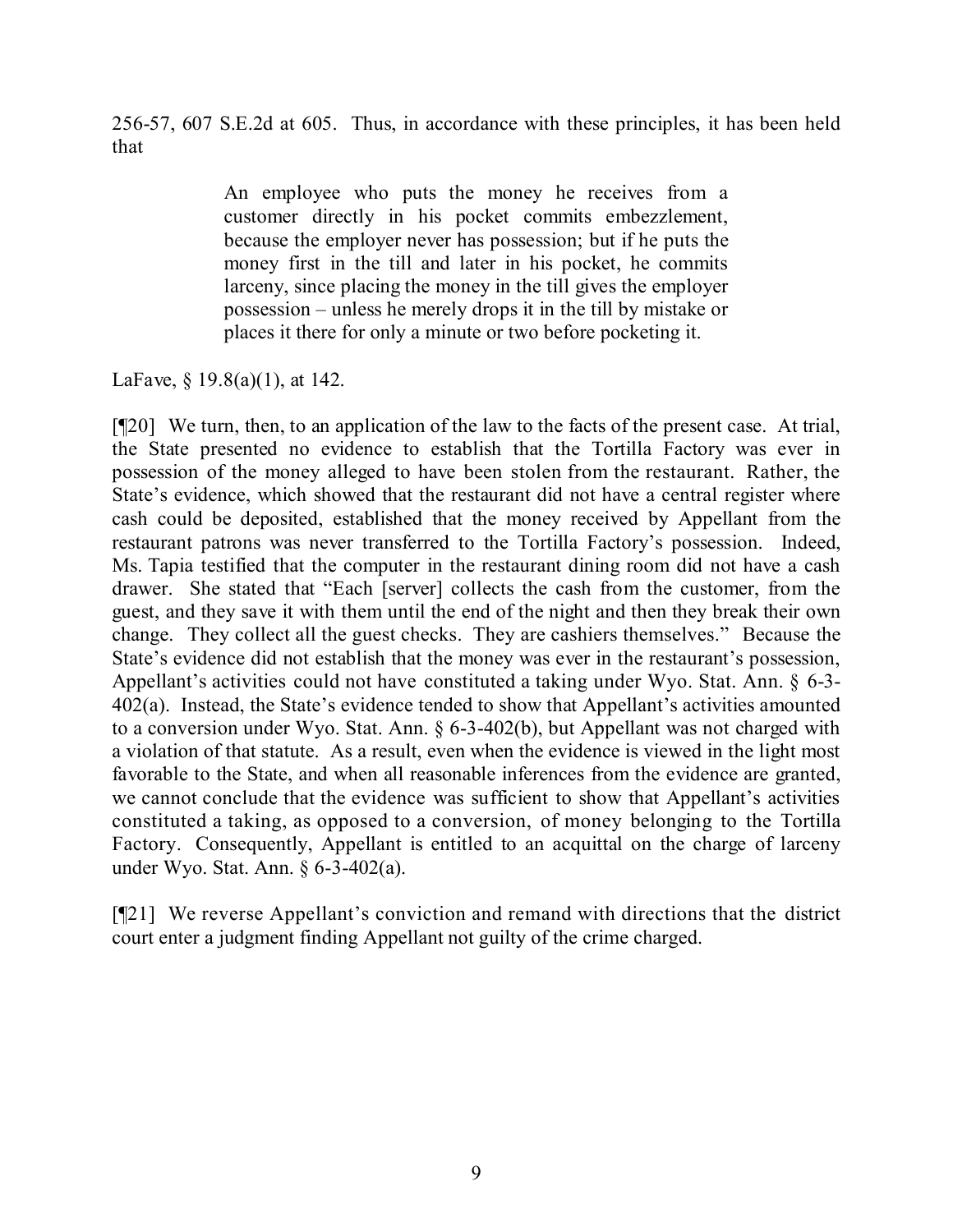256-57, 607 S.E.2d at 605. Thus, in accordance with these principles, it has been held that

> An employee who puts the money he receives from a customer directly in his pocket commits embezzlement, because the employer never has possession; but if he puts the money first in the till and later in his pocket, he commits larceny, since placing the money in the till gives the employer possession – unless he merely drops it in the till by mistake or places it there for only a minute or two before pocketing it.

LaFave, § 19.8(a)(1), at 142.

[¶20] We turn, then, to an application of the law to the facts of the present case. At trial, the State presented no evidence to establish that the Tortilla Factory was ever in possession of the money alleged to have been stolen from the restaurant. Rather, the State's evidence, which showed that the restaurant did not have a central register where cash could be deposited, established that the money received by Appellant from the restaurant patrons was never transferred to the Tortilla Factory's possession. Indeed, Ms. Tapia testified that the computer in the restaurant dining room did not have a cash drawer. She stated that "Each [server] collects the cash from the customer, from the guest, and they save it with them until the end of the night and then they break their own change. They collect all the guest checks. They are cashiers themselves." Because the State's evidence did not establish that the money was ever in the restaurant's possession, Appellant's activities could not have constituted a taking under Wyo. Stat. Ann. § 6-3-402(a). Instead, the State's evidence tended to show that Appellant's activities amounted to a conversion under Wyo. Stat. Ann. § 6-3-402(b), but Appellant was not charged with a violation of that statute. As a result, even when the evidence is viewed in the light most favorable to the State, and when all reasonable inferences from the evidence are granted, we cannot conclude that the evidence was sufficient to show that Appellant's activities constituted a taking, as opposed to a conversion, of money belonging to the Tortilla Factory. Consequently, Appellant is entitled to an acquittal on the charge of larceny under Wyo. Stat. Ann. § 6-3-402(a).

[¶21] We reverse Appellant's conviction and remand with directions that the district court enter a judgment finding Appellant not guilty of the crime charged.